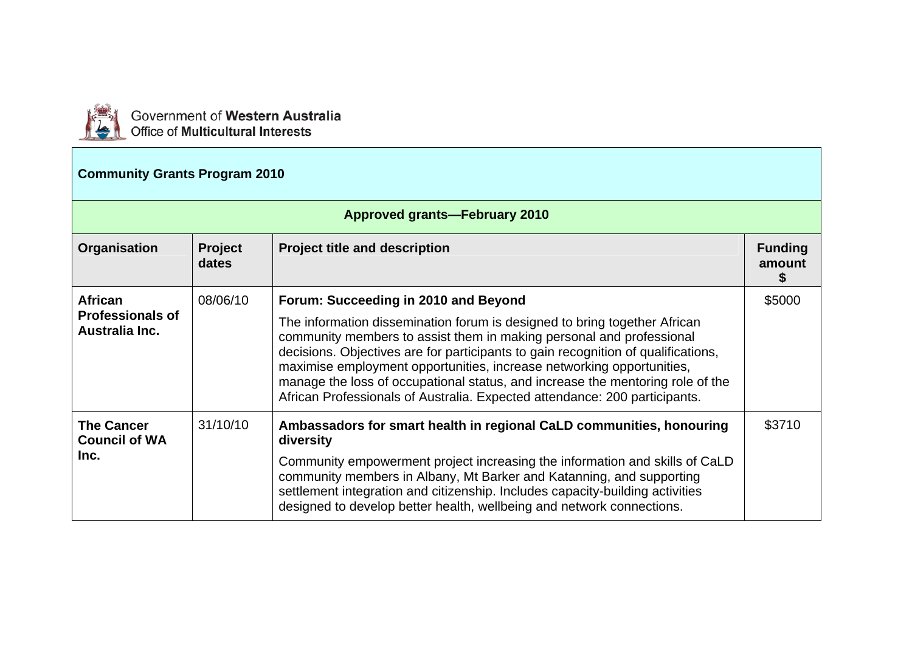Government of **Western Australia**
Office of **Multicultural Interests**

## Community Grants Program 2010

### Approved grants—February 2010

| Organisation | Project dates | Project title and description | Funding amount $ |
|---|---|---|---|
| **African Professionals of Australia Inc.** | 08/06/10 | **Forum: Succeeding in 2010 and Beyond**<br><br>The information dissemination forum is designed to bring together African community members to assist them in making personal and professional decisions. Objectives are for participants to gain recognition of qualifications, maximise employment opportunities, increase networking opportunities, manage the loss of occupational status, and increase the mentoring role of the African Professionals of Australia. Expected attendance: 200 participants. | $5000 |
| **The Cancer Council of WA Inc.** | 31/10/10 | **Ambassadors for smart health in regional CaLD communities, honouring diversity**<br><br>Community empowerment project increasing the information and skills of CaLD community members in Albany, Mt Barker and Katanning, and supporting settlement integration and citizenship. Includes capacity-building activities designed to develop better health, wellbeing and network connections. | $3710 |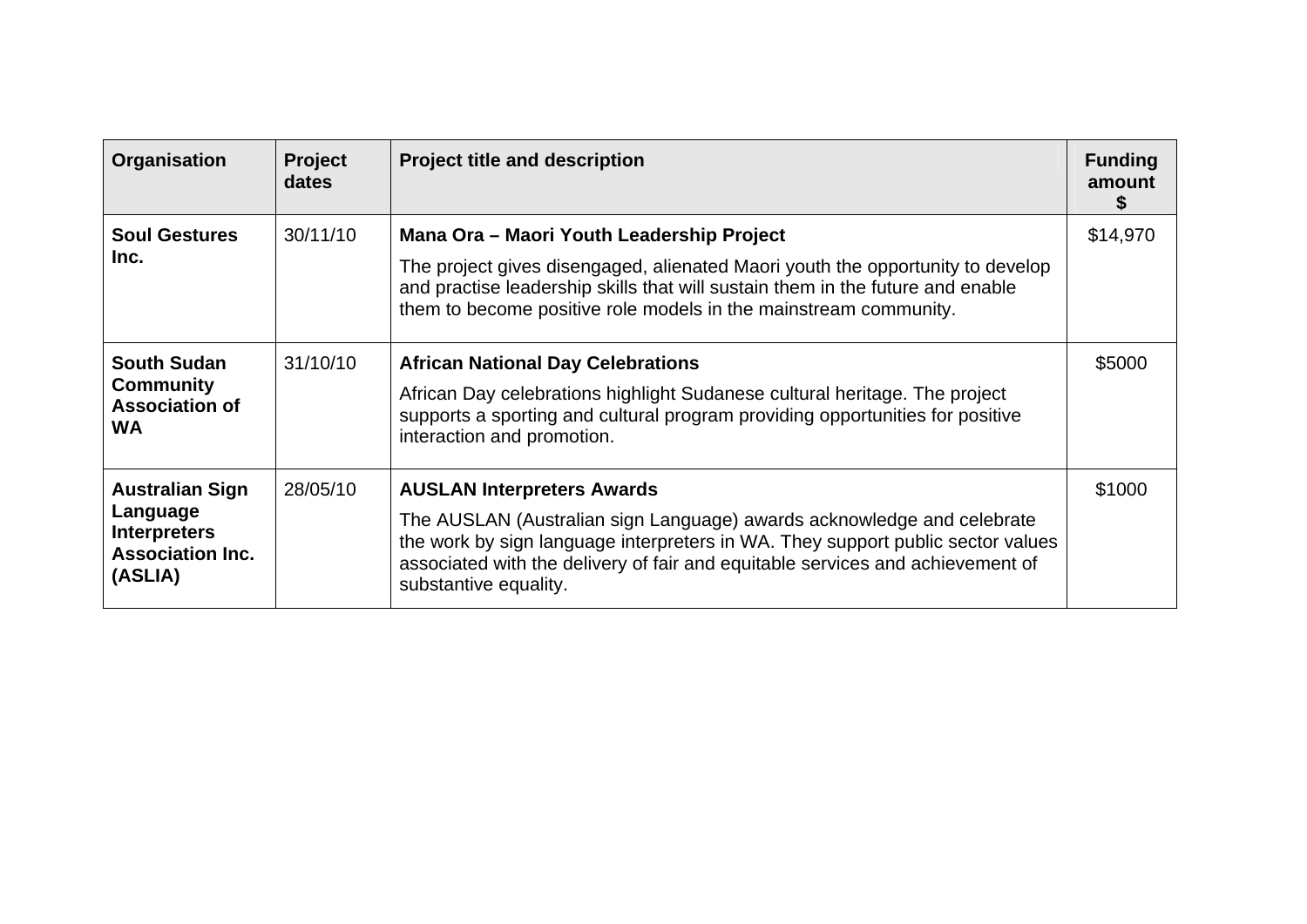| Organisation | Project dates | Project title and description | Funding amount $ |
|---|---|---|---|
| **Soul Gestures Inc.** | 30/11/10 | **Mana Ora – Maori Youth Leadership Project**<br><br>The project gives disengaged, alienated Maori youth the opportunity to develop and practise leadership skills that will sustain them in the future and enable them to become positive role models in the mainstream community. | $14,970 |
| **South Sudan Community Association of WA** | 31/10/10 | **African National Day Celebrations**<br><br>African Day celebrations highlight Sudanese cultural heritage. The project supports a sporting and cultural program providing opportunities for positive interaction and promotion. | $5000 |
| **Australian Sign Language Interpreters Association Inc. (ASLIA)** | 28/05/10 | **AUSLAN Interpreters Awards**<br><br>The AUSLAN (Australian sign Language) awards acknowledge and celebrate the work by sign language interpreters in WA. They support public sector values associated with the delivery of fair and equitable services and achievement of substantive equality. | $1000 |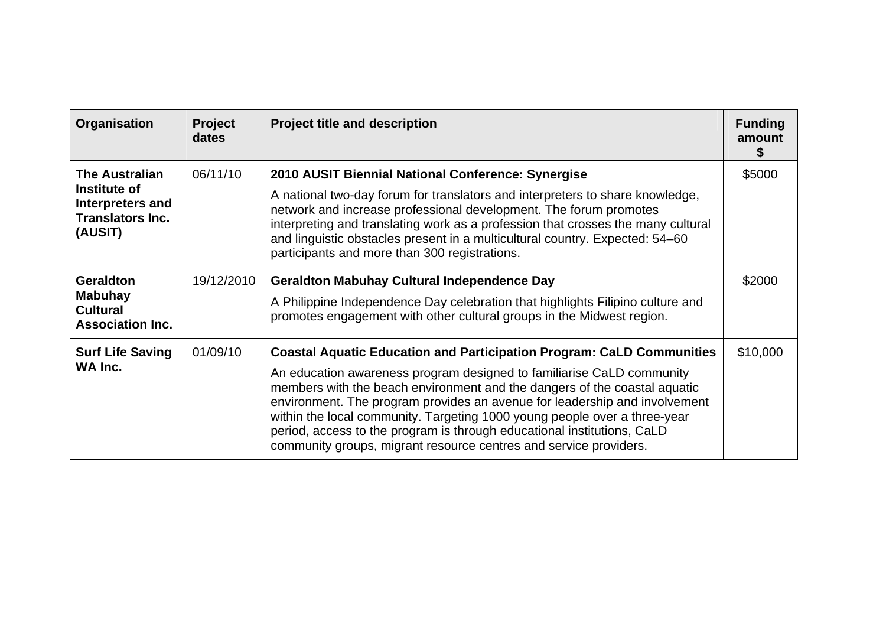| Organisation | Project dates | Project title and description | Funding amount $ |
|---|---|---|---|
| **The Australian Institute of Interpreters and Translators Inc. (AUSIT)** | 06/11/10 | **2010 AUSIT Biennial National Conference: Synergise**<br><br>A national two-day forum for translators and interpreters to share knowledge, network and increase professional development. The forum promotes interpreting and translating work as a profession that crosses the many cultural and linguistic obstacles present in a multicultural country. Expected: 54–60 participants and more than 300 registrations. | $5000 |
| **Geraldton Mabuhay Cultural Association Inc.** | 19/12/2010 | **Geraldton Mabuhay Cultural Independence Day**<br><br>A Philippine Independence Day celebration that highlights Filipino culture and promotes engagement with other cultural groups in the Midwest region. | $2000 |
| **Surf Life Saving WA Inc.** | 01/09/10 | **Coastal Aquatic Education and Participation Program: CaLD Communities**<br><br>An education awareness program designed to familiarise CaLD community members with the beach environment and the dangers of the coastal aquatic environment. The program provides an avenue for leadership and involvement within the local community. Targeting 1000 young people over a three-year period, access to the program is through educational institutions, CaLD community groups, migrant resource centres and service providers. | $10,000 |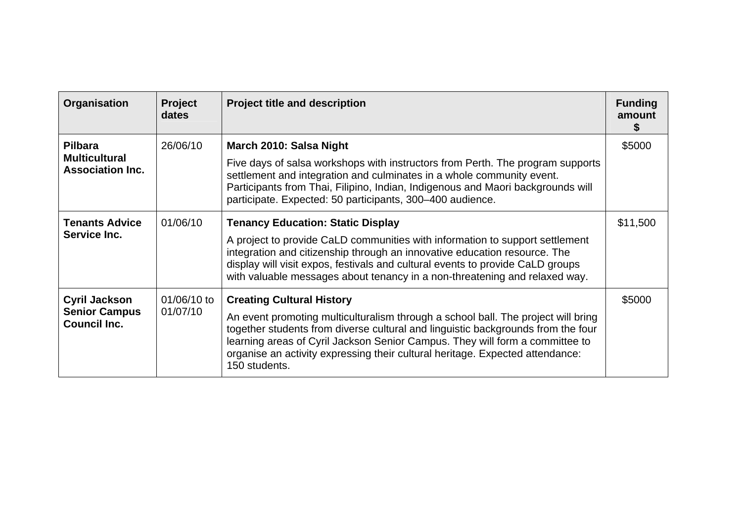| Organisation | Project dates | Project title and description | Funding amount $ |
|---|---|---|---|
| **Pilbara Multicultural Association Inc.** | 26/06/10 | **March 2010: Salsa Night**<br><br>Five days of salsa workshops with instructors from Perth. The program supports settlement and integration and culminates in a whole community event. Participants from Thai, Filipino, Indian, Indigenous and Maori backgrounds will participate. Expected: 50 participants, 300–400 audience. | $5000 |
| **Tenants Advice Service Inc.** | 01/06/10 | **Tenancy Education: Static Display**<br><br>A project to provide CaLD communities with information to support settlement integration and citizenship through an innovative education resource. The display will visit expos, festivals and cultural events to provide CaLD groups with valuable messages about tenancy in a non-threatening and relaxed way. | $11,500 |
| **Cyril Jackson Senior Campus Council Inc.** | 01/06/10 to 01/07/10 | **Creating Cultural History**<br><br>An event promoting multiculturalism through a school ball. The project will bring together students from diverse cultural and linguistic backgrounds from the four learning areas of Cyril Jackson Senior Campus. They will form a committee to organise an activity expressing their cultural heritage. Expected attendance: 150 students. | $5000 |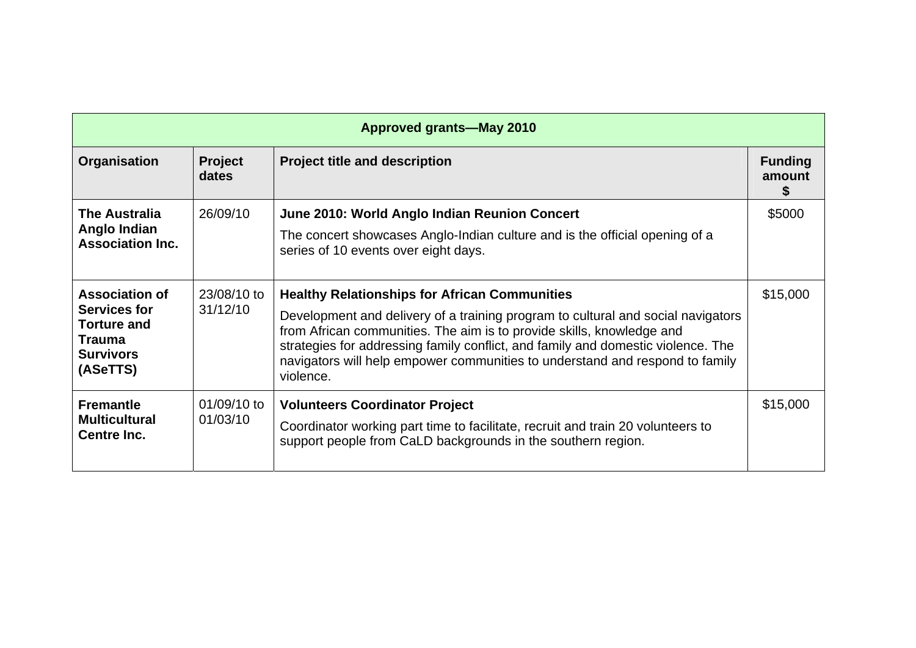| Approved grants—May 2010 | | | |
|---|---|---|---|
| **Organisation** | **Project dates** | **Project title and description** | **Funding amount $** |
| **The Australia Anglo Indian Association Inc.** | 26/09/10 | **June 2010: World Anglo Indian Reunion Concert**<br>The concert showcases Anglo-Indian culture and is the official opening of a series of 10 events over eight days. | $5000 |
| **Association of Services for Torture and Trauma Survivors (ASeTTS)** | 23/08/10 to 31/12/10 | **Healthy Relationships for African Communities**<br>Development and delivery of a training program to cultural and social navigators from African communities. The aim is to provide skills, knowledge and strategies for addressing family conflict, and family and domestic violence. The navigators will help empower communities to understand and respond to family violence. | $15,000 |
| **Fremantle Multicultural Centre Inc.** | 01/09/10 to 01/03/10 | **Volunteers Coordinator Project**<br>Coordinator working part time to facilitate, recruit and train 20 volunteers to support people from CaLD backgrounds in the southern region. | $15,000 |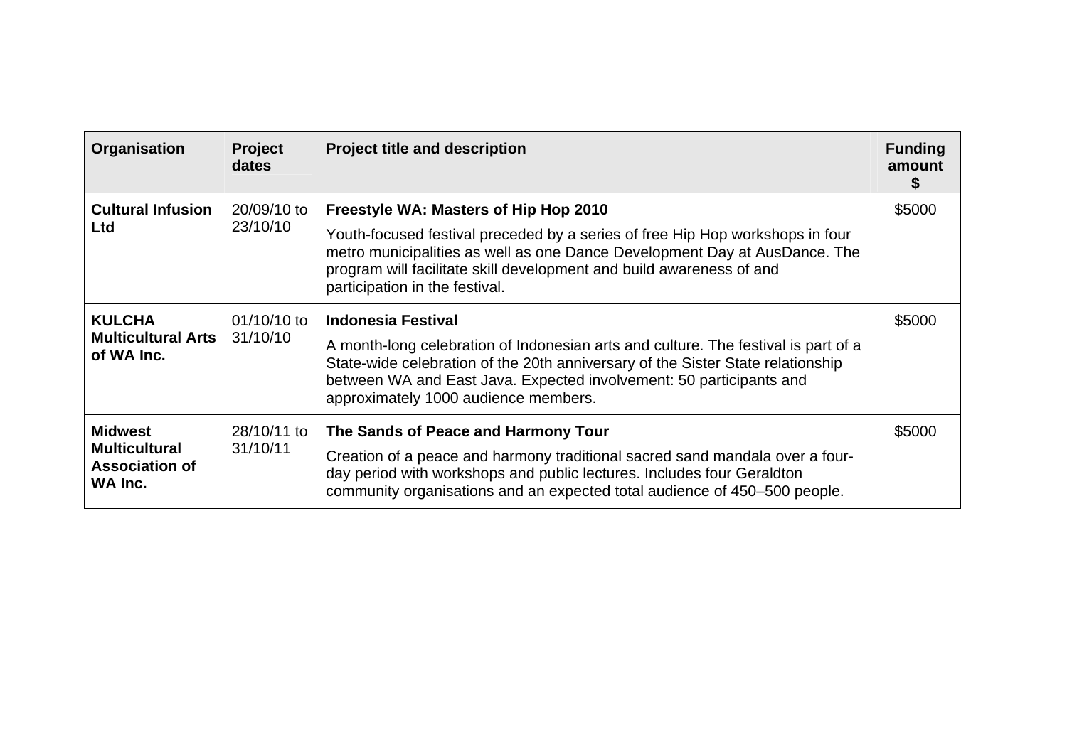| Organisation | Project dates | Project title and description | Funding amount $ |
|---|---|---|---|
| **Cultural Infusion Ltd** | 20/09/10 to 23/10/10 | **Freestyle WA: Masters of Hip Hop 2010**<br><br>Youth-focused festival preceded by a series of free Hip Hop workshops in four metro municipalities as well as one Dance Development Day at AusDance. The program will facilitate skill development and build awareness of and participation in the festival. | $5000 |
| **KULCHA Multicultural Arts of WA Inc.** | 01/10/10 to 31/10/10 | **Indonesia Festival**<br><br>A month-long celebration of Indonesian arts and culture. The festival is part of a State-wide celebration of the 20th anniversary of the Sister State relationship between WA and East Java. Expected involvement: 50 participants and approximately 1000 audience members. | $5000 |
| **Midwest Multicultural Association of WA Inc.** | 28/10/11 to 31/10/11 | **The Sands of Peace and Harmony Tour**<br><br>Creation of a peace and harmony traditional sacred sand mandala over a four-day period with workshops and public lectures. Includes four Geraldton community organisations and an expected total audience of 450–500 people. | $5000 |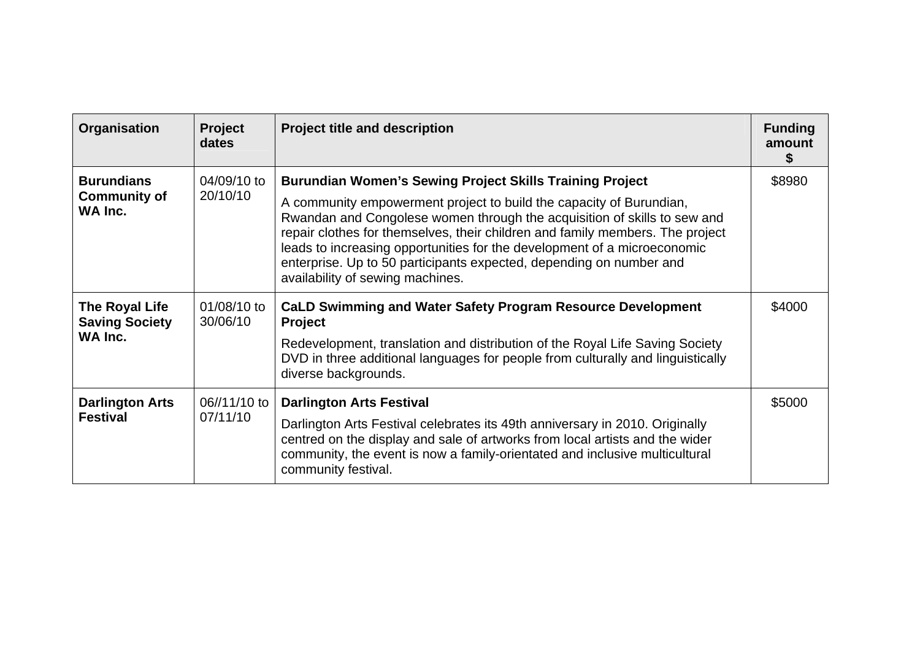| Organisation | Project dates | Project title and description | Funding amount $ |
|---|---|---|---|
| **Burundians Community of WA Inc.** | 04/09/10 to 20/10/10 | **Burundian Women's Sewing Project Skills Training Project**<br>A community empowerment project to build the capacity of Burundian, Rwandan and Congolese women through the acquisition of skills to sew and repair clothes for themselves, their children and family members. The project leads to increasing opportunities for the development of a microeconomic enterprise. Up to 50 participants expected, depending on number and availability of sewing machines. | $8980 |
| **The Royal Life Saving Society WA Inc.** | 01/08/10 to 30/06/10 | **CaLD Swimming and Water Safety Program Resource Development Project**<br>Redevelopment, translation and distribution of the Royal Life Saving Society DVD in three additional languages for people from culturally and linguistically diverse backgrounds. | $4000 |
| **Darlington Arts Festival** | 06//11/10 to 07/11/10 | **Darlington Arts Festival**<br>Darlington Arts Festival celebrates its 49th anniversary in 2010. Originally centred on the display and sale of artworks from local artists and the wider community, the event is now a family-orientated and inclusive multicultural community festival. | $5000 |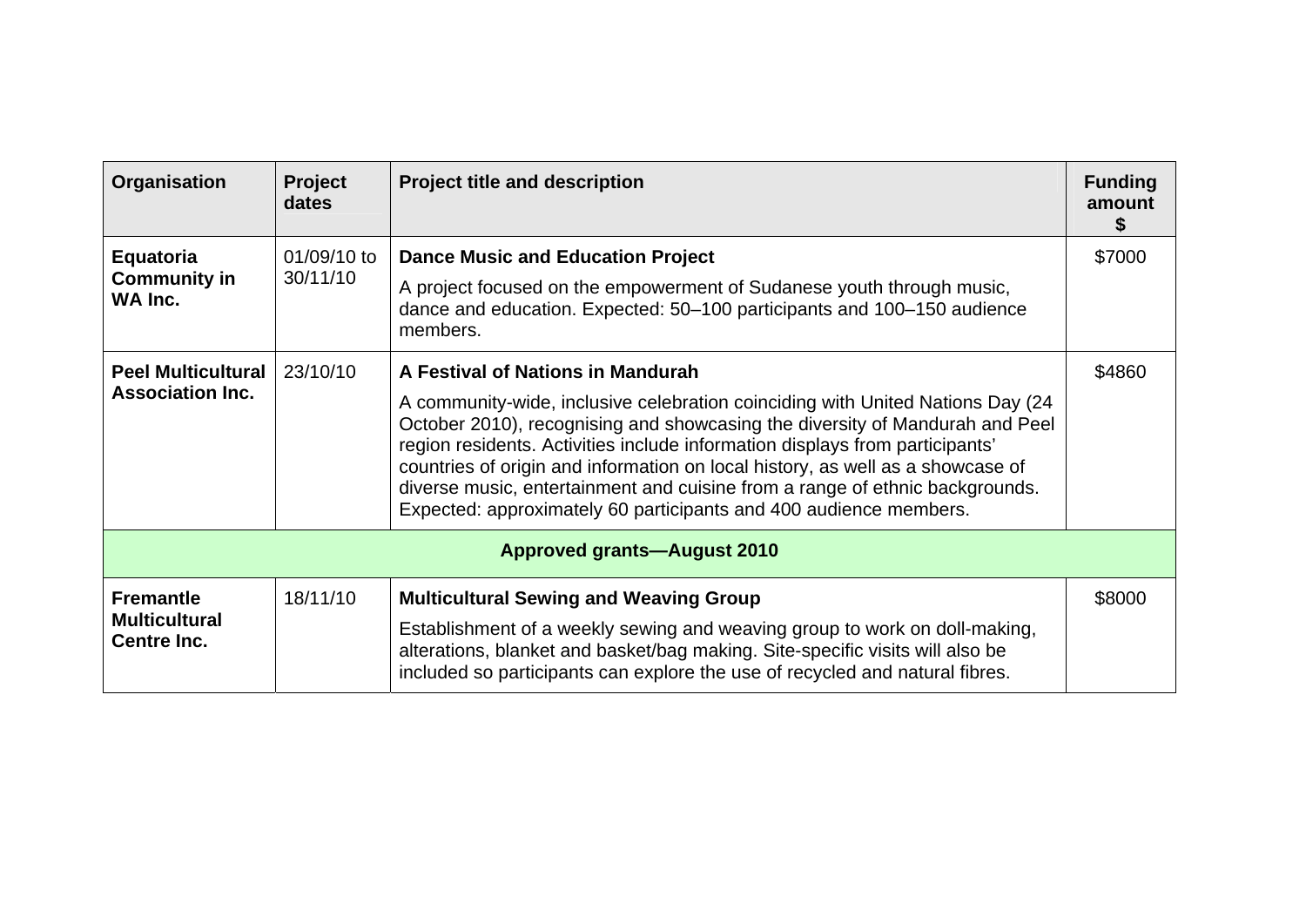| Organisation | Project dates | Project title and description | Funding amount $ |
|---|---|---|---|
| **Equatoria Community in WA Inc.** | 01/09/10 to 30/11/10 | **Dance Music and Education Project**<br>A project focused on the empowerment of Sudanese youth through music, dance and education. Expected: 50–100 participants and 100–150 audience members. | $7000 |
| **Peel Multicultural Association Inc.** | 23/10/10 | **A Festival of Nations in Mandurah**<br>A community-wide, inclusive celebration coinciding with United Nations Day (24 October 2010), recognising and showcasing the diversity of Mandurah and Peel region residents. Activities include information displays from participants' countries of origin and information on local history, as well as a showcase of diverse music, entertainment and cuisine from a range of ethnic backgrounds. Expected: approximately 60 participants and 400 audience members. | $4860 |
| **Approved grants—August 2010** | | | |
| **Fremantle Multicultural Centre Inc.** | 18/11/10 | **Multicultural Sewing and Weaving Group**<br>Establishment of a weekly sewing and weaving group to work on doll-making, alterations, blanket and basket/bag making. Site-specific visits will also be included so participants can explore the use of recycled and natural fibres. | $8000 |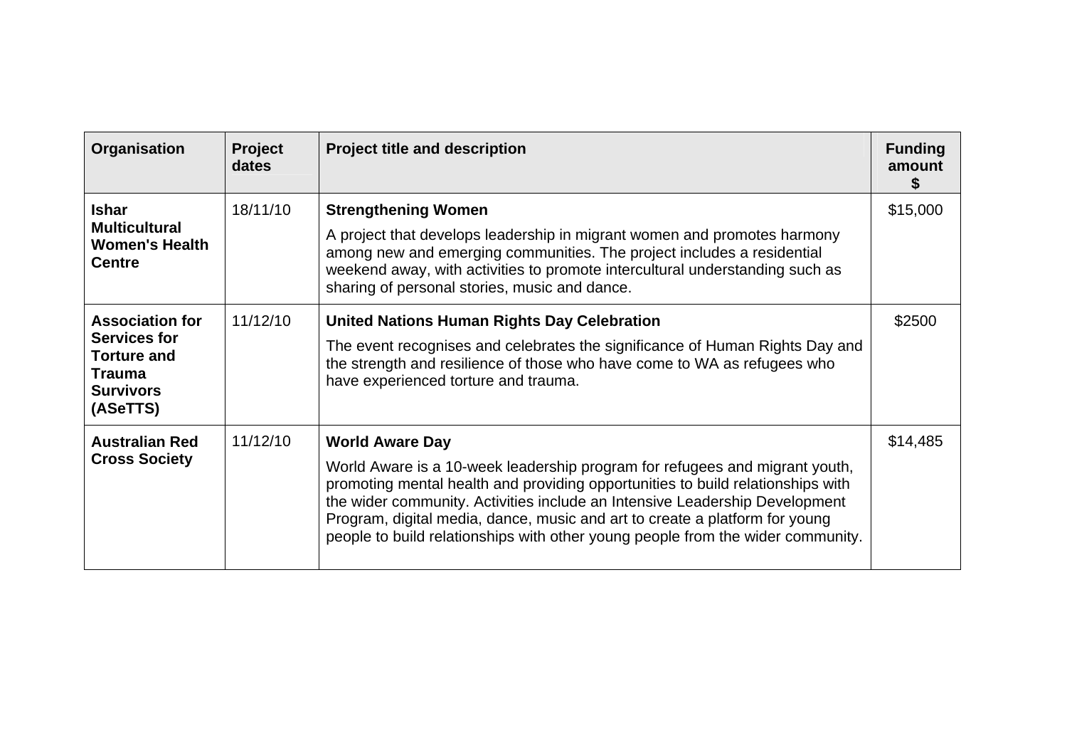| Organisation | Project dates | Project title and description | Funding amount $ |
|---|---|---|---|
| **Ishar Multicultural Women's Health Centre** | 18/11/10 | **Strengthening Women**<br><br>A project that develops leadership in migrant women and promotes harmony among new and emerging communities. The project includes a residential weekend away, with activities to promote intercultural understanding such as sharing of personal stories, music and dance. | $15,000 |
| **Association for Services for Torture and Trauma Survivors (ASeTTS)** | 11/12/10 | **United Nations Human Rights Day Celebration**<br><br>The event recognises and celebrates the significance of Human Rights Day and the strength and resilience of those who have come to WA as refugees who have experienced torture and trauma. | $2500 |
| **Australian Red Cross Society** | 11/12/10 | **World Aware Day**<br><br>World Aware is a 10-week leadership program for refugees and migrant youth, promoting mental health and providing opportunities to build relationships with the wider community. Activities include an Intensive Leadership Development Program, digital media, dance, music and art to create a platform for young people to build relationships with other young people from the wider community. | $14,485 |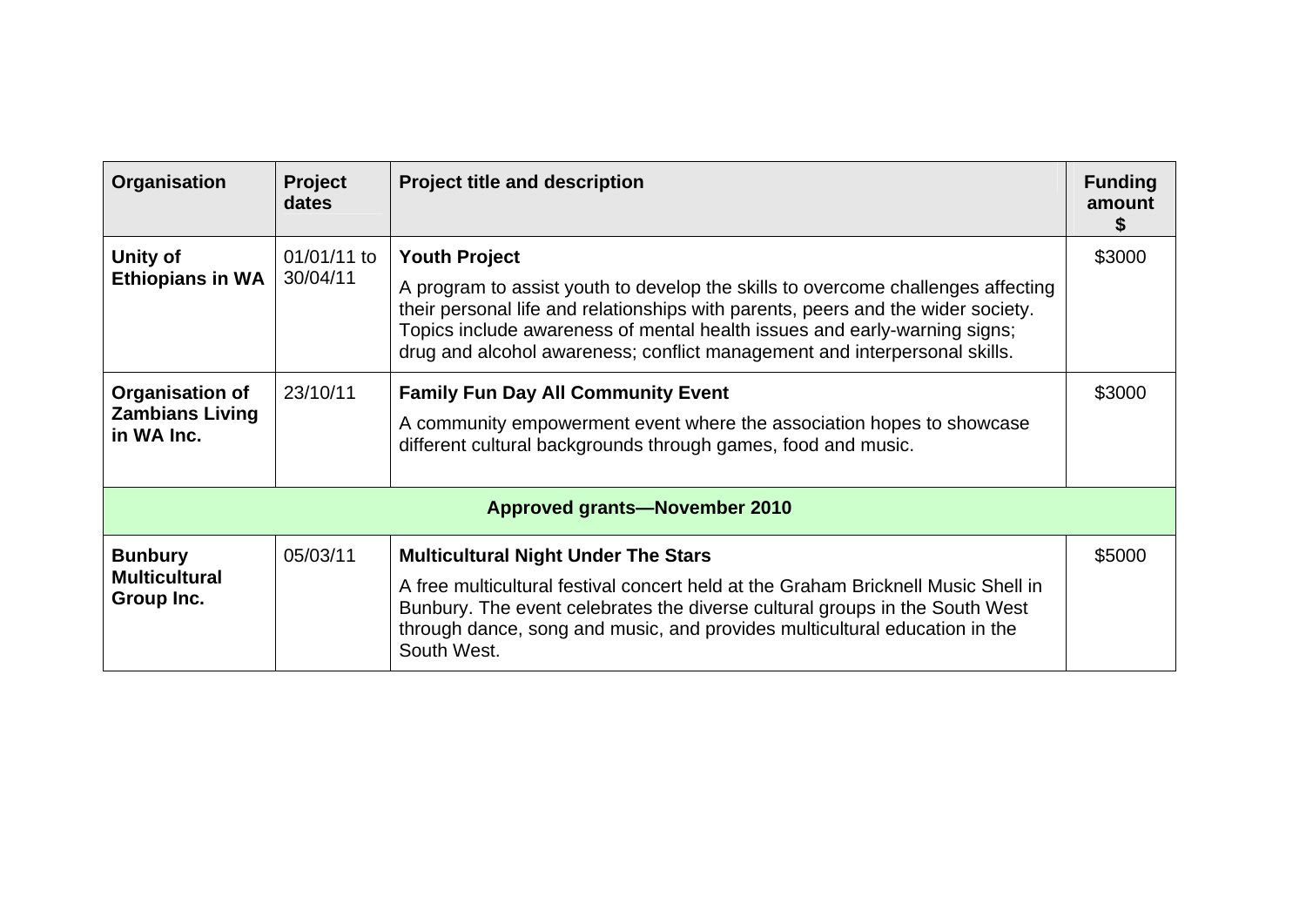| Organisation | Project dates | Project title and description | Funding amount $ |
| --- | --- | --- | --- |
| **Unity of Ethiopians in WA** | 01/01/11 to 30/04/11 | **Youth Project**<br><br>A program to assist youth to develop the skills to overcome challenges affecting their personal life and relationships with parents, peers and the wider society. Topics include awareness of mental health issues and early-warning signs; drug and alcohol awareness; conflict management and interpersonal skills. | $3000 |
| **Organisation of Zambians Living in WA Inc.** | 23/10/11 | **Family Fun Day All Community Event**<br><br>A community empowerment event where the association hopes to showcase different cultural backgrounds through games, food and music. | $3000 |
| **Approved grants—November 2010** | | | |
| **Bunbury Multicultural Group Inc.** | 05/03/11 | **Multicultural Night Under The Stars**<br><br>A free multicultural festival concert held at the Graham Bricknell Music Shell in Bunbury. The event celebrates the diverse cultural groups in the South West through dance, song and music, and provides multicultural education in the South West. | $5000 |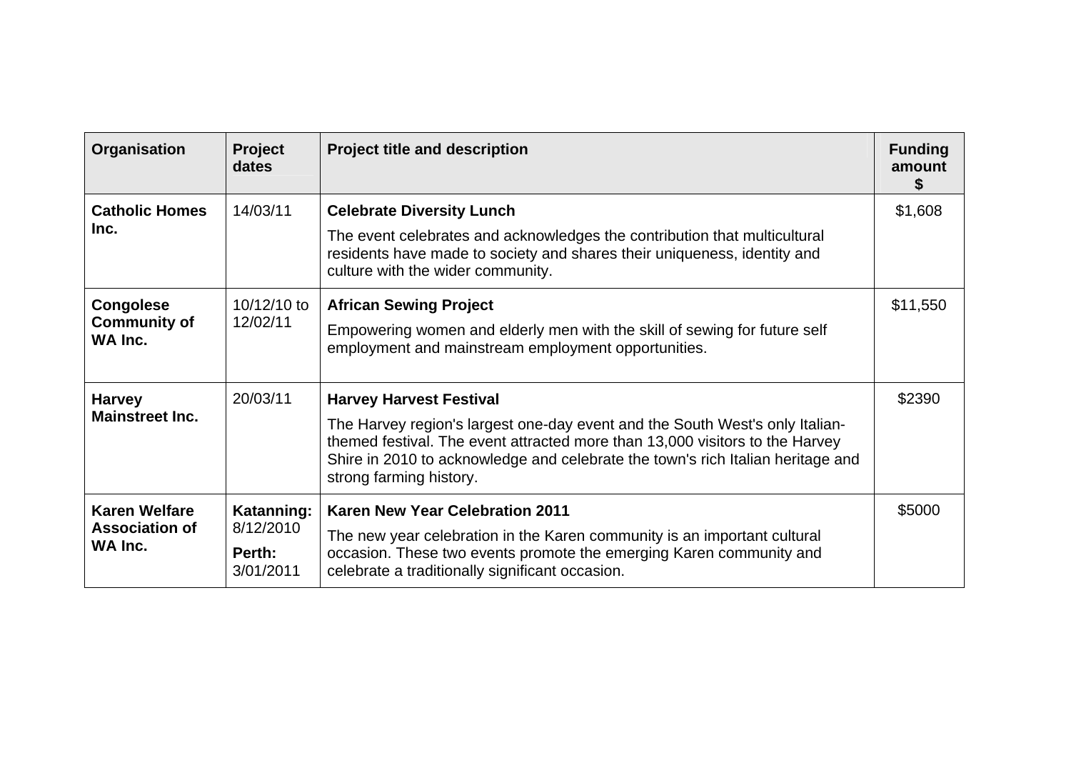| Organisation | Project dates | Project title and description | Funding amount $ |
|---|---|---|---|
| **Catholic Homes Inc.** | 14/03/11 | **Celebrate Diversity Lunch**<br>The event celebrates and acknowledges the contribution that multicultural residents have made to society and shares their uniqueness, identity and culture with the wider community. | $1,608 |
| **Congolese Community of WA Inc.** | 10/12/10 to 12/02/11 | **African Sewing Project**<br>Empowering women and elderly men with the skill of sewing for future self employment and mainstream employment opportunities. | $11,550 |
| **Harvey Mainstreet Inc.** | 20/03/11 | **Harvey Harvest Festival**<br>The Harvey region's largest one-day event and the South West's only Italian-themed festival. The event attracted more than 13,000 visitors to the Harvey Shire in 2010 to acknowledge and celebrate the town's rich Italian heritage and strong farming history. | $2390 |
| **Karen Welfare Association of WA Inc.** | **Katanning:** 8/12/2010<br>**Perth:** 3/01/2011 | **Karen New Year Celebration 2011**<br>The new year celebration in the Karen community is an important cultural occasion. These two events promote the emerging Karen community and celebrate a traditionally significant occasion. | $5000 |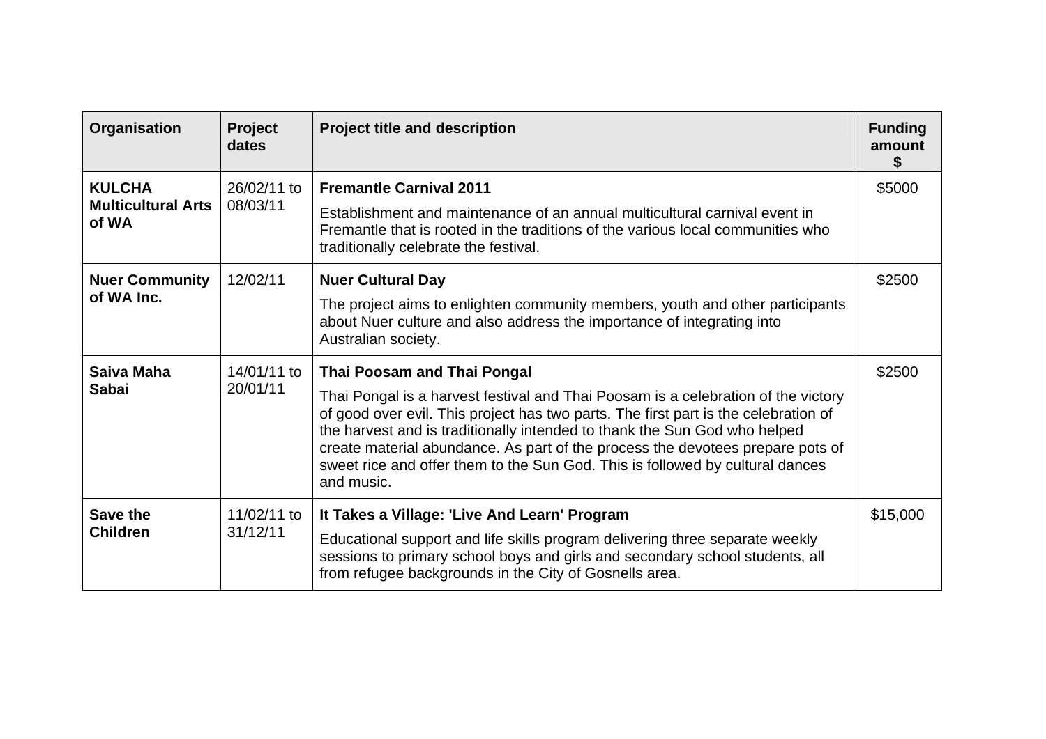| Organisation | Project dates | Project title and description | Funding amount $ |
|---|---|---|---|
| **KULCHA Multicultural Arts of WA** | 26/02/11 to 08/03/11 | **Fremantle Carnival 2011**<br>Establishment and maintenance of an annual multicultural carnival event in Fremantle that is rooted in the traditions of the various local communities who traditionally celebrate the festival. | $5000 |
| **Nuer Community of WA Inc.** | 12/02/11 | **Nuer Cultural Day**<br>The project aims to enlighten community members, youth and other participants about Nuer culture and also address the importance of integrating into Australian society. | $2500 |
| **Saiva Maha Sabai** | 14/01/11 to 20/01/11 | **Thai Poosam and Thai Pongal**<br>Thai Pongal is a harvest festival and Thai Poosam is a celebration of the victory of good over evil. This project has two parts. The first part is the celebration of the harvest and is traditionally intended to thank the Sun God who helped create material abundance. As part of the process the devotees prepare pots of sweet rice and offer them to the Sun God. This is followed by cultural dances and music. | $2500 |
| **Save the Children** | 11/02/11 to 31/12/11 | **It Takes a Village: 'Live And Learn' Program**<br>Educational support and life skills program delivering three separate weekly sessions to primary school boys and girls and secondary school students, all from refugee backgrounds in the City of Gosnells area. | $15,000 |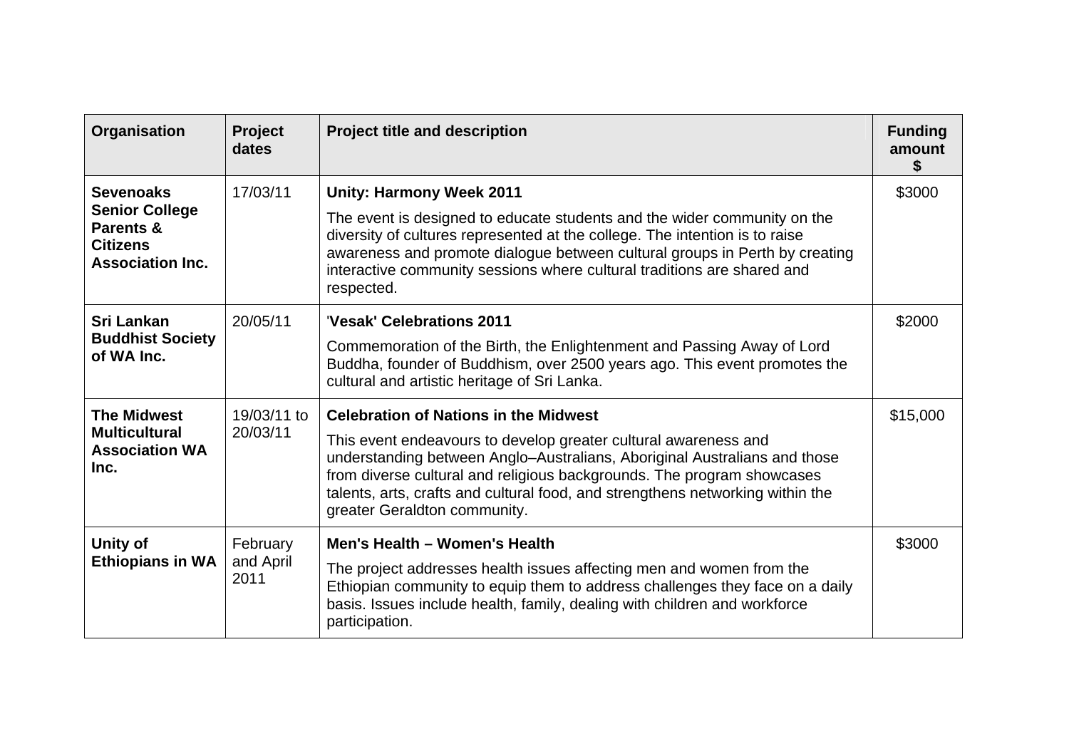| Organisation | Project dates | Project title and description | Funding amount $ |
|---|---|---|---|
| **Sevenoaks Senior College Parents & Citizens Association Inc.** | 17/03/11 | **Unity: Harmony Week 2011**<br><br>The event is designed to educate students and the wider community on the diversity of cultures represented at the college. The intention is to raise awareness and promote dialogue between cultural groups in Perth by creating interactive community sessions where cultural traditions are shared and respected. | $3000 |
| **Sri Lankan Buddhist Society of WA Inc.** | 20/05/11 | **'Vesak' Celebrations 2011**<br><br>Commemoration of the Birth, the Enlightenment and Passing Away of Lord Buddha, founder of Buddhism, over 2500 years ago. This event promotes the cultural and artistic heritage of Sri Lanka. | $2000 |
| **The Midwest Multicultural Association WA Inc.** | 19/03/11 to 20/03/11 | **Celebration of Nations in the Midwest**<br><br>This event endeavours to develop greater cultural awareness and understanding between Anglo–Australians, Aboriginal Australians and those from diverse cultural and religious backgrounds. The program showcases talents, arts, crafts and cultural food, and strengthens networking within the greater Geraldton community. | $15,000 |
| **Unity of Ethiopians in WA** | February and April 2011 | **Men's Health – Women's Health**<br><br>The project addresses health issues affecting men and women from the Ethiopian community to equip them to address challenges they face on a daily basis. Issues include health, family, dealing with children and workforce participation. | $3000 |